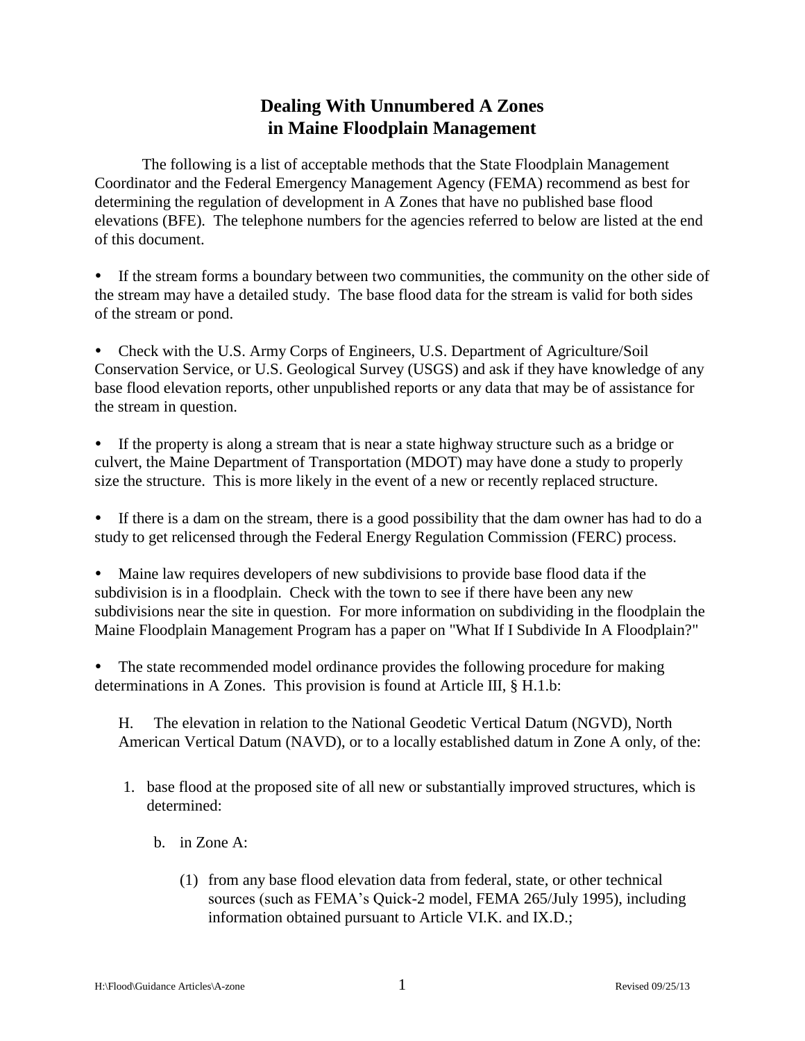# Dealing With Unnumbered A Zones in Maine Floodplain Management

The following is a list of acceptable methods that the State Floodplain Management Coordinator and the Federal Emergency Management Agency (FEMA) recommend as best for determining the regulation of development in A Zones that have no published base flood elevations (BFE). The telephone numbers for the agencies referred to below are listed at the end of this document.

- If the stream forms a boundary between two communities, the community on the other side of the stream may have a detailed study. The base flood data for the stream is valid for both sides of the stream or pond.

- Check with the U.S. Army Corps of Engineers, U.S. Department of Agriculture/Soil Conservation Service, or U.S. Geological Survey (USGS) and ask if they have knowledge of any base flood elevation reports, other unpublished reports or any data that may be of assistance for the stream in question.

- If the property is along a stream that is near a state highway structure such as a bridge or culvert, the Maine Department of Transportation (MDOT) may have done a study to properly size the structure. This is more likely in the event of a new or recently replaced structure.

- If there is a dam on the stream, there is a good possibility that the dam owner has had to do a study to get relicensed through the Federal Energy Regulation Commission (FERC) process.

- Maine law requires developers of new subdivisions to provide base flood data if the subdivision is in a floodplain. Check with the town to see if there have been any new subdivisions near the site in question. For more information on subdividing in the floodplain the Maine Floodplain Management Program has a paper on "What If I Subdivide In A Floodplain?"

- The state recommended model ordinance provides the following procedure for making determinations in A Zones. This provision is found at Article III, § H.1.b:

  H. The elevation in relation to the National Geodetic Vertical Datum (NGVD), North American Vertical Datum (NAVD), or to a locally established datum in Zone A only, of the:

  1. base flood at the proposed site of all new or substantially improved structures, which is determined:

     b. in Zone A:

        (1) from any base flood elevation data from federal, state, or other technical sources (such as FEMA's Quick-2 model, FEMA 265/July 1995), including information obtained pursuant to Article VI.K. and IX.D.;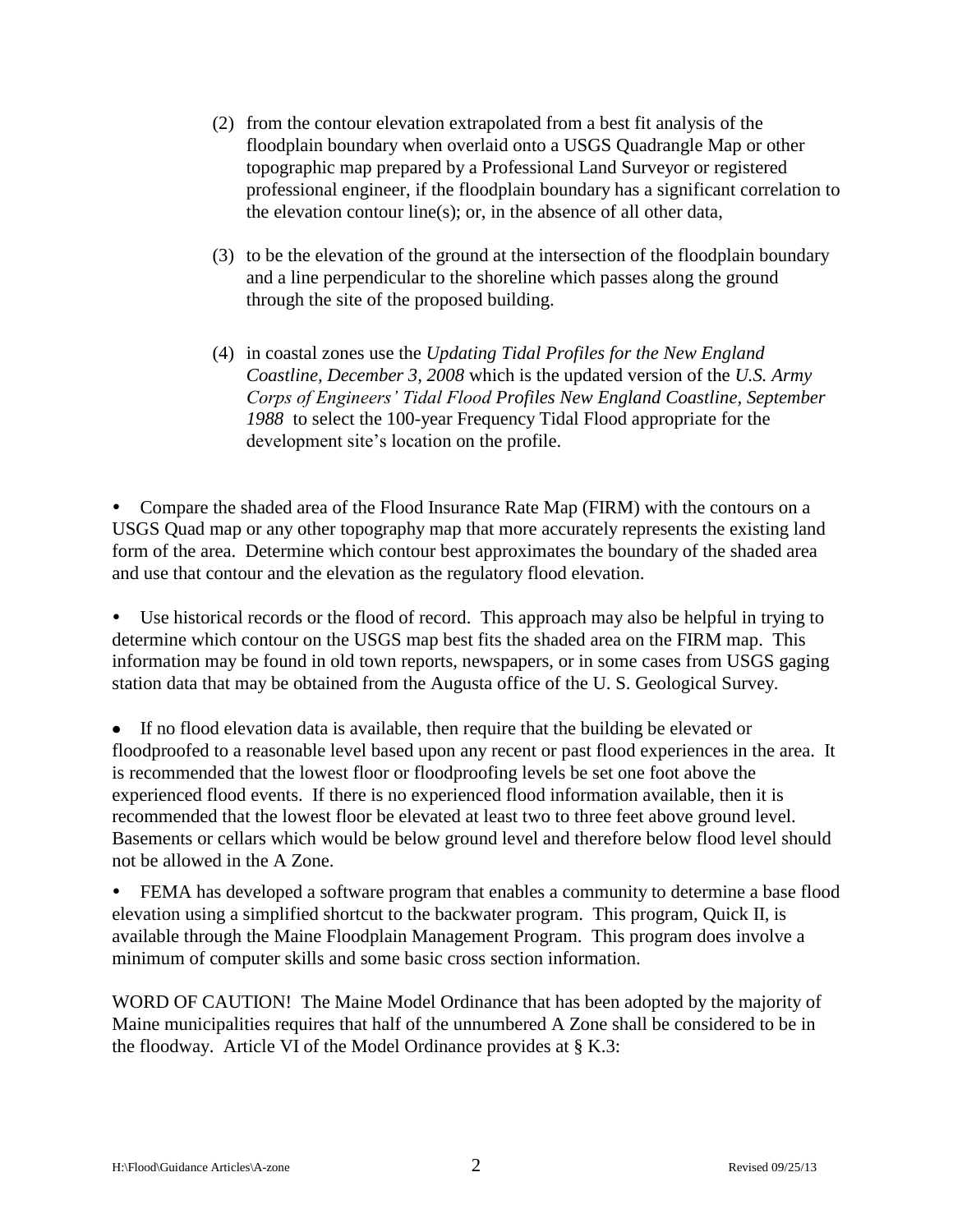(2) from the contour elevation extrapolated from a best fit analysis of the floodplain boundary when overlaid onto a USGS Quadrangle Map or other topographic map prepared by a Professional Land Surveyor or registered professional engineer, if the floodplain boundary has a significant correlation to the elevation contour line(s); or, in the absence of all other data,

(3) to be the elevation of the ground at the intersection of the floodplain boundary and a line perpendicular to the shoreline which passes along the ground through the site of the proposed building.

(4) in coastal zones use the *Updating Tidal Profiles for the New England Coastline, December 3, 2008* which is the updated version of the *U.S. Army Corps of Engineers' Tidal Flood Profiles New England Coastline, September 1988* to select the 100-year Frequency Tidal Flood appropriate for the development site's location on the profile.

- Compare the shaded area of the Flood Insurance Rate Map (FIRM) with the contours on a USGS Quad map or any other topography map that more accurately represents the existing land form of the area. Determine which contour best approximates the boundary of the shaded area and use that contour and the elevation as the regulatory flood elevation.

- Use historical records or the flood of record. This approach may also be helpful in trying to determine which contour on the USGS map best fits the shaded area on the FIRM map. This information may be found in old town reports, newspapers, or in some cases from USGS gaging station data that may be obtained from the Augusta office of the U. S. Geological Survey.

- If no flood elevation data is available, then require that the building be elevated or floodproofed to a reasonable level based upon any recent or past flood experiences in the area. It is recommended that the lowest floor or floodproofing levels be set one foot above the experienced flood events. If there is no experienced flood information available, then it is recommended that the lowest floor be elevated at least two to three feet above ground level. Basements or cellars which would be below ground level and therefore below flood level should not be allowed in the A Zone.

- FEMA has developed a software program that enables a community to determine a base flood elevation using a simplified shortcut to the backwater program. This program, Quick II, is available through the Maine Floodplain Management Program. This program does involve a minimum of computer skills and some basic cross section information.

WORD OF CAUTION! The Maine Model Ordinance that has been adopted by the majority of Maine municipalities requires that half of the unnumbered A Zone shall be considered to be in the floodway. Article VI of the Model Ordinance provides at § K.3: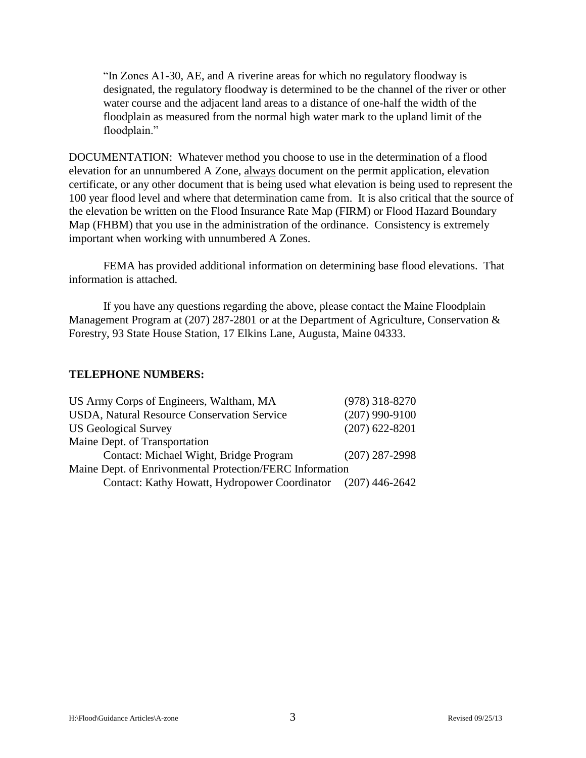> "In Zones A1-30, AE, and A riverine areas for which no regulatory floodway is designated, the regulatory floodway is determined to be the channel of the river or other water course and the adjacent land areas to a distance of one-half the width of the floodplain as measured from the normal high water mark to the upland limit of the floodplain."

DOCUMENTATION: Whatever method you choose to use in the determination of a flood elevation for an unnumbered A Zone, <u>always</u> document on the permit application, elevation certificate, or any other document that is being used what elevation is being used to represent the 100 year flood level and where that determination came from. It is also critical that the source of the elevation be written on the Flood Insurance Rate Map (FIRM) or Flood Hazard Boundary Map (FHBM) that you use in the administration of the ordinance. Consistency is extremely important when working with unnumbered A Zones.

FEMA has provided additional information on determining base flood elevations. That information is attached.

If you have any questions regarding the above, please contact the Maine Floodplain Management Program at (207) 287-2801 or at the Department of Agriculture, Conservation & Forestry, 93 State House Station, 17 Elkins Lane, Augusta, Maine 04333.

**TELEPHONE NUMBERS:**

| | |
|---|---|
| US Army Corps of Engineers, Waltham, MA | (978) 318-8270 |
| USDA, Natural Resource Conservation Service | (207) 990-9100 |
| US Geological Survey | (207) 622-8201 |
| Maine Dept. of Transportation | |
| Contact: Michael Wight, Bridge Program | (207) 287-2998 |
| Maine Dept. of Enrivonmental Protection/FERC Information | |
| Contact: Kathy Howatt, Hydropower Coordinator | (207) 446-2642 |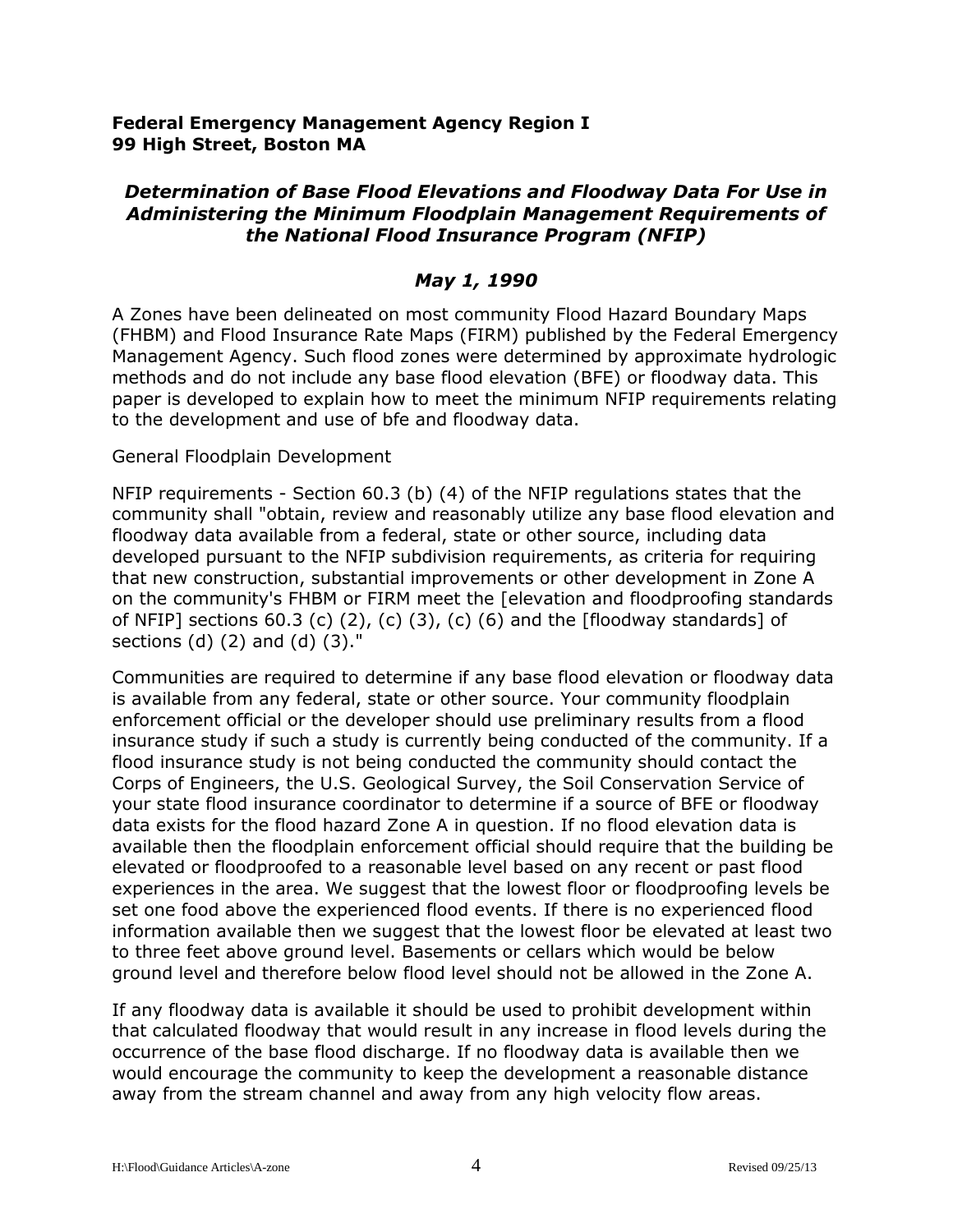**Federal Emergency Management Agency Region I**
**99 High Street, Boston MA**

## *Determination of Base Flood Elevations and Floodway Data For Use in Administering the Minimum Floodplain Management Requirements of the National Flood Insurance Program (NFIP)*

### *May 1, 1990*

A Zones have been delineated on most community Flood Hazard Boundary Maps (FHBM) and Flood Insurance Rate Maps (FIRM) published by the Federal Emergency Management Agency. Such flood zones were determined by approximate hydrologic methods and do not include any base flood elevation (BFE) or floodway data. This paper is developed to explain how to meet the minimum NFIP requirements relating to the development and use of bfe and floodway data.

General Floodplain Development

NFIP requirements - Section 60.3 (b) (4) of the NFIP regulations states that the community shall "obtain, review and reasonably utilize any base flood elevation and floodway data available from a federal, state or other source, including data developed pursuant to the NFIP subdivision requirements, as criteria for requiring that new construction, substantial improvements or other development in Zone A on the community's FHBM or FIRM meet the [elevation and floodproofing standards of NFIP] sections 60.3 (c) (2), (c) (3), (c) (6) and the [floodway standards] of sections (d) (2) and (d) (3)."

Communities are required to determine if any base flood elevation or floodway data is available from any federal, state or other source. Your community floodplain enforcement official or the developer should use preliminary results from a flood insurance study if such a study is currently being conducted of the community. If a flood insurance study is not being conducted the community should contact the Corps of Engineers, the U.S. Geological Survey, the Soil Conservation Service of your state flood insurance coordinator to determine if a source of BFE or floodway data exists for the flood hazard Zone A in question. If no flood elevation data is available then the floodplain enforcement official should require that the building be elevated or floodproofed to a reasonable level based on any recent or past flood experiences in the area. We suggest that the lowest floor or floodproofing levels be set one food above the experienced flood events. If there is no experienced flood information available then we suggest that the lowest floor be elevated at least two to three feet above ground level. Basements or cellars which would be below ground level and therefore below flood level should not be allowed in the Zone A.

If any floodway data is available it should be used to prohibit development within that calculated floodway that would result in any increase in flood levels during the occurrence of the base flood discharge. If no floodway data is available then we would encourage the community to keep the development a reasonable distance away from the stream channel and away from any high velocity flow areas.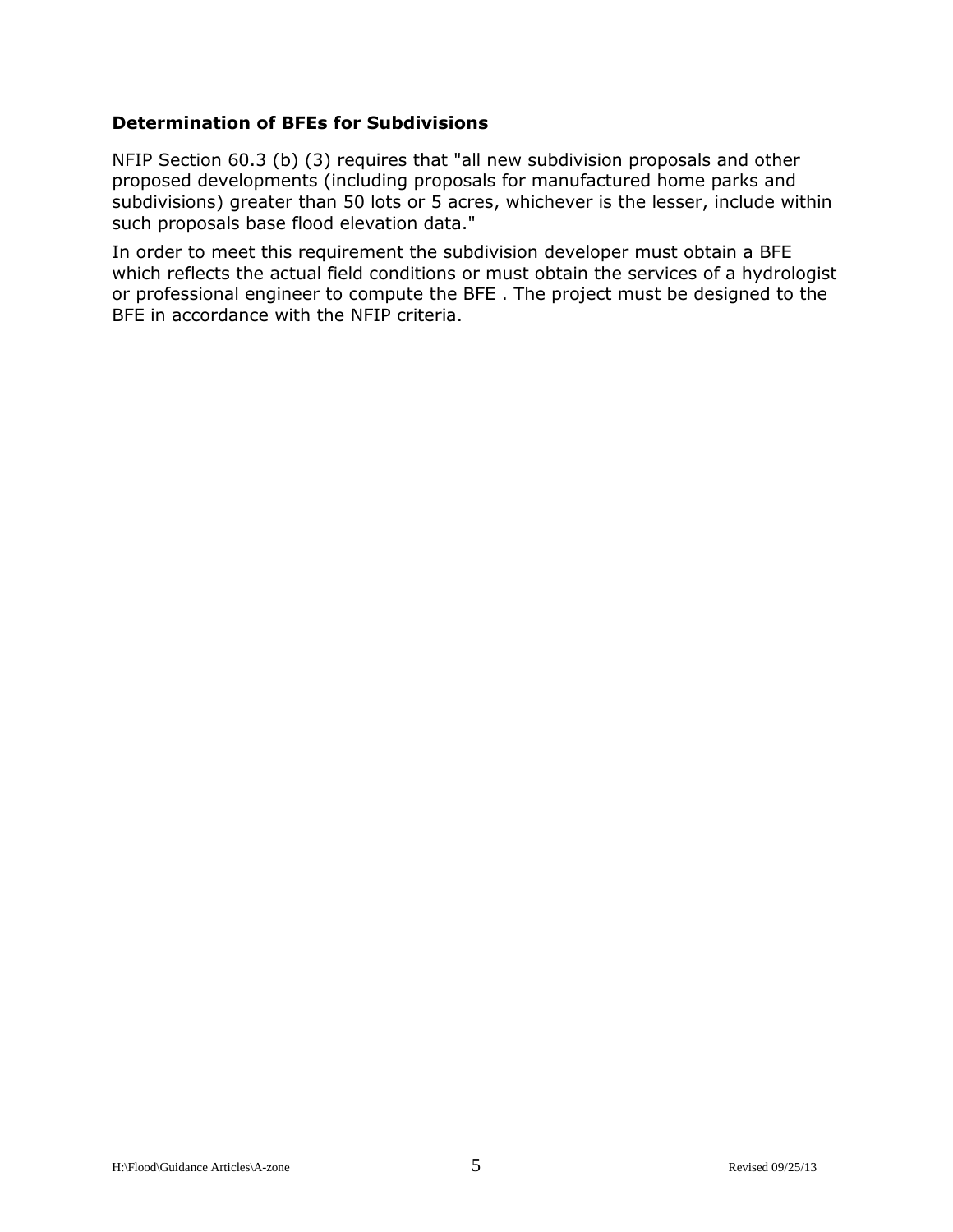### Determination of BFEs for Subdivisions

NFIP Section 60.3 (b) (3) requires that "all new subdivision proposals and other proposed developments (including proposals for manufactured home parks and subdivisions) greater than 50 lots or 5 acres, whichever is the lesser, include within such proposals base flood elevation data."

In order to meet this requirement the subdivision developer must obtain a BFE which reflects the actual field conditions or must obtain the services of a hydrologist or professional engineer to compute the BFE . The project must be designed to the BFE in accordance with the NFIP criteria.